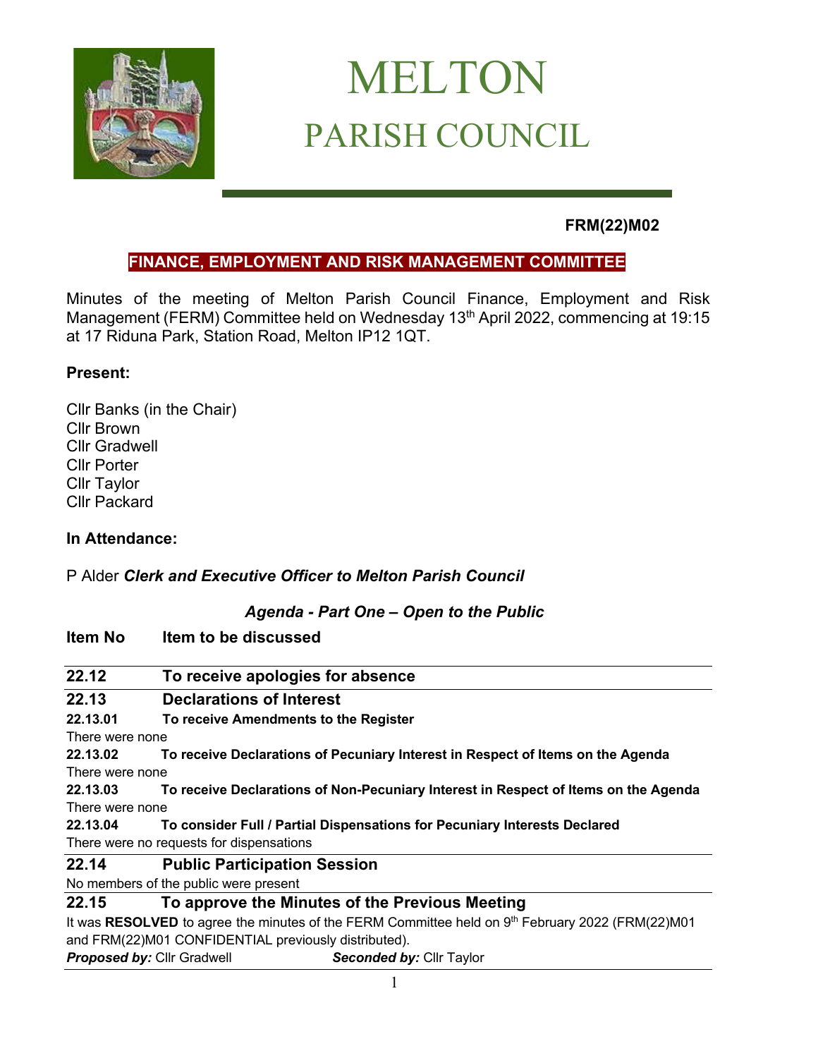# MELTON
## PARISH COUNCIL

**FRM(22)M02**

**FINANCE, EMPLOYMENT AND RISK MANAGEMENT COMMITTEE**

Minutes of the meeting of Melton Parish Council Finance, Employment and Risk Management (FERM) Committee held on Wednesday 13th April 2022, commencing at 19:15 at 17 Riduna Park, Station Road, Melton IP12 1QT.

**Present:**

Cllr Banks (in the Chair)
Cllr Brown
Cllr Gradwell
Cllr Porter
Cllr Taylor
Cllr Packard

**In Attendance:**

P Alder ***Clerk and Executive Officer to Melton Parish Council***

***Agenda - Part One – Open to the Public***

**Item No Item to be discussed**

**22.12 To receive apologies for absence**

**22.13 Declarations of Interest**

**22.13.01 To receive Amendments to the Register**

There were none

**22.13.02 To receive Declarations of Pecuniary Interest in Respect of Items on the Agenda**

There were none

**22.13.03 To receive Declarations of Non-Pecuniary Interest in Respect of Items on the Agenda**

There were none

**22.13.04 To consider Full / Partial Dispensations for Pecuniary Interests Declared**

There were no requests for dispensations

**22.14 Public Participation Session**

No members of the public were present

**22.15 To approve the Minutes of the Previous Meeting**

It was **RESOLVED** to agree the minutes of the FERM Committee held on 9th February 2022 (FRM(22)M01 and FRM(22)M01 CONFIDENTIAL previously distributed).

***Proposed by:*** Cllr Gradwell ***Seconded by:*** Cllr Taylor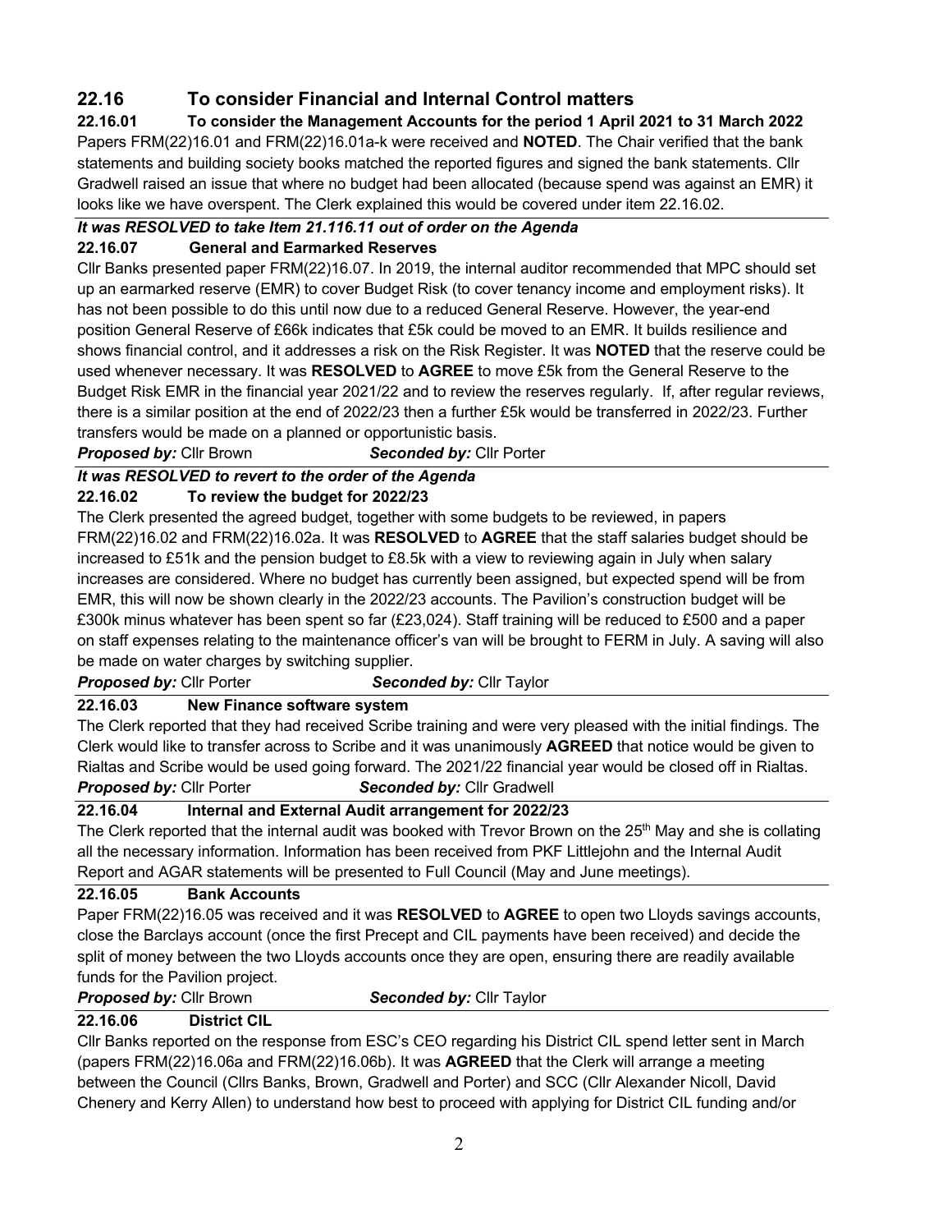## 22.16 To consider Financial and Internal Control matters

**22.16.01 To consider the Management Accounts for the period 1 April 2021 to 31 March 2022**

Papers FRM(22)16.01 and FRM(22)16.01a-k were received and **NOTED**. The Chair verified that the bank statements and building society books matched the reported figures and signed the bank statements. Cllr Gradwell raised an issue that where no budget had been allocated (because spend was against an EMR) it looks like we have overspent. The Clerk explained this would be covered under item 22.16.02.

***It was RESOLVED to take Item 21.116.11 out of order on the Agenda***

**22.16.07 General and Earmarked Reserves**

Cllr Banks presented paper FRM(22)16.07. In 2019, the internal auditor recommended that MPC should set up an earmarked reserve (EMR) to cover Budget Risk (to cover tenancy income and employment risks). It has not been possible to do this until now due to a reduced General Reserve. However, the year-end position General Reserve of £66k indicates that £5k could be moved to an EMR. It builds resilience and shows financial control, and it addresses a risk on the Risk Register. It was **NOTED** that the reserve could be used whenever necessary. It was **RESOLVED** to **AGREE** to move £5k from the General Reserve to the Budget Risk EMR in the financial year 2021/22 and to review the reserves regularly. If, after regular reviews, there is a similar position at the end of 2022/23 then a further £5k would be transferred in 2022/23. Further transfers would be made on a planned or opportunistic basis.

***Proposed by:*** Cllr Brown ***Seconded by:*** Cllr Porter

***It was RESOLVED to revert to the order of the Agenda***

**22.16.02 To review the budget for 2022/23**

The Clerk presented the agreed budget, together with some budgets to be reviewed, in papers FRM(22)16.02 and FRM(22)16.02a. It was **RESOLVED** to **AGREE** that the staff salaries budget should be increased to £51k and the pension budget to £8.5k with a view to reviewing again in July when salary increases are considered. Where no budget has currently been assigned, but expected spend will be from EMR, this will now be shown clearly in the 2022/23 accounts. The Pavilion's construction budget will be £300k minus whatever has been spent so far (£23,024). Staff training will be reduced to £500 and a paper on staff expenses relating to the maintenance officer's van will be brought to FERM in July. A saving will also be made on water charges by switching supplier.

***Proposed by:*** Cllr Porter ***Seconded by:*** Cllr Taylor

**22.16.03 New Finance software system**

The Clerk reported that they had received Scribe training and were very pleased with the initial findings. The Clerk would like to transfer across to Scribe and it was unanimously **AGREED** that notice would be given to Rialtas and Scribe would be used going forward. The 2021/22 financial year would be closed off in Rialtas.

***Proposed by:*** Cllr Porter ***Seconded by:*** Cllr Gradwell

**22.16.04 Internal and External Audit arrangement for 2022/23**

The Clerk reported that the internal audit was booked with Trevor Brown on the 25th May and she is collating all the necessary information. Information has been received from PKF Littlejohn and the Internal Audit Report and AGAR statements will be presented to Full Council (May and June meetings).

**22.16.05 Bank Accounts**

Paper FRM(22)16.05 was received and it was **RESOLVED** to **AGREE** to open two Lloyds savings accounts, close the Barclays account (once the first Precept and CIL payments have been received) and decide the split of money between the two Lloyds accounts once they are open, ensuring there are readily available funds for the Pavilion project.

***Proposed by:*** Cllr Brown ***Seconded by:*** Cllr Taylor

**22.16.06 District CIL**

Cllr Banks reported on the response from ESC's CEO regarding his District CIL spend letter sent in March (papers FRM(22)16.06a and FRM(22)16.06b). It was **AGREED** that the Clerk will arrange a meeting between the Council (Cllrs Banks, Brown, Gradwell and Porter) and SCC (Cllr Alexander Nicoll, David Chenery and Kerry Allen) to understand how best to proceed with applying for District CIL funding and/or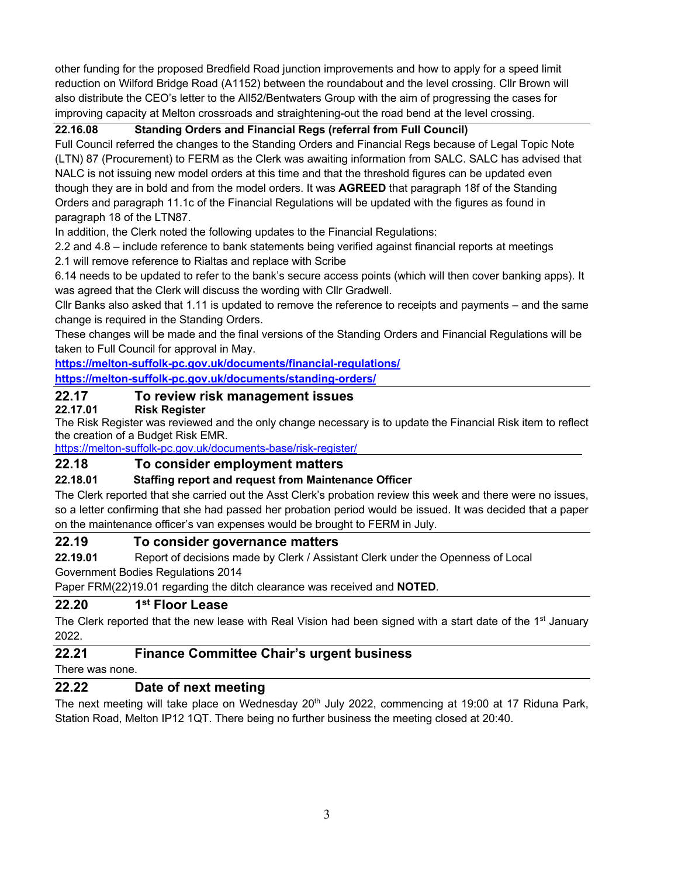other funding for the proposed Bredfield Road junction improvements and how to apply for a speed limit reduction on Wilford Bridge Road (A1152) between the roundabout and the level crossing. Cllr Brown will also distribute the CEO's letter to the All52/Bentwaters Group with the aim of progressing the cases for improving capacity at Melton crossroads and straightening-out the road bend at the level crossing.

### 22.16.08 Standing Orders and Financial Regs (referral from Full Council)

Full Council referred the changes to the Standing Orders and Financial Regs because of Legal Topic Note (LTN) 87 (Procurement) to FERM as the Clerk was awaiting information from SALC. SALC has advised that NALC is not issuing new model orders at this time and that the threshold figures can be updated even though they are in bold and from the model orders. It was **AGREED** that paragraph 18f of the Standing Orders and paragraph 11.1c of the Financial Regulations will be updated with the figures as found in paragraph 18 of the LTN87.

In addition, the Clerk noted the following updates to the Financial Regulations:

2.2 and 4.8 – include reference to bank statements being verified against financial reports at meetings

2.1 will remove reference to Rialtas and replace with Scribe

6.14 needs to be updated to refer to the bank's secure access points (which will then cover banking apps). It was agreed that the Clerk will discuss the wording with Cllr Gradwell.

Cllr Banks also asked that 1.11 is updated to remove the reference to receipts and payments – and the same change is required in the Standing Orders.

These changes will be made and the final versions of the Standing Orders and Financial Regulations will be taken to Full Council for approval in May.

**https://melton-suffolk-pc.gov.uk/documents/financial-regulations/**

**https://melton-suffolk-pc.gov.uk/documents/standing-orders/**

## 22.17 To review risk management issues

### 22.17.01 Risk Register

The Risk Register was reviewed and the only change necessary is to update the Financial Risk item to reflect the creation of a Budget Risk EMR.

https://melton-suffolk-pc.gov.uk/documents-base/risk-register/

## 22.18 To consider employment matters

### 22.18.01 Staffing report and request from Maintenance Officer

The Clerk reported that she carried out the Asst Clerk's probation review this week and there were no issues, so a letter confirming that she had passed her probation period would be issued. It was decided that a paper on the maintenance officer's van expenses would be brought to FERM in July.

## 22.19 To consider governance matters

**22.19.01** Report of decisions made by Clerk / Assistant Clerk under the Openness of Local Government Bodies Regulations 2014

Paper FRM(22)19.01 regarding the ditch clearance was received and **NOTED**.

## 22.20 1st Floor Lease

The Clerk reported that the new lease with Real Vision had been signed with a start date of the 1st January 2022.

## 22.21 Finance Committee Chair's urgent business

There was none.

## 22.22 Date of next meeting

The next meeting will take place on Wednesday 20th July 2022, commencing at 19:00 at 17 Riduna Park, Station Road, Melton IP12 1QT. There being no further business the meeting closed at 20:40.